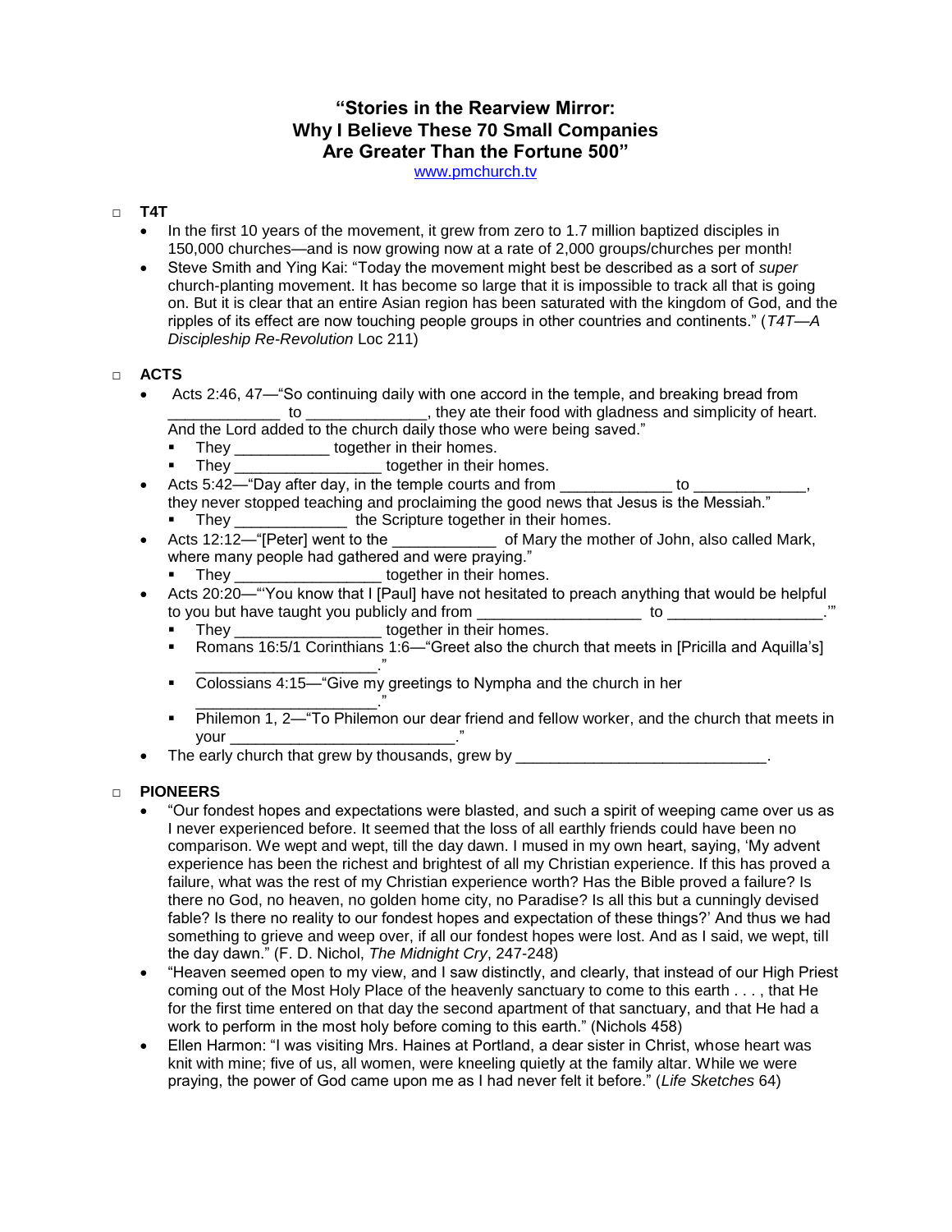# "Stories in the Rearview Mirror: Why I Believe These 70 Small Companies Are Greater Than the Fortune 500"

www.pmchurch.tv

## T4T

- In the first 10 years of the movement, it grew from zero to 1.7 million baptized disciples in 150,000 churches—and is now growing now at a rate of 2,000 groups/churches per month!
- Steve Smith and Ying Kai: "Today the movement might best be described as a sort of *super* church-planting movement. It has become so large that it is impossible to track all that is going on. But it is clear that an entire Asian region has been saturated with the kingdom of God, and the ripples of its effect are now touching people groups in other countries and continents." (*T4T—A Discipleship Re-Revolution* Loc 211)

## ACTS

- Acts 2:46, 47—"So continuing daily with one accord in the temple, and breaking bread from _____________ to ______________, they ate their food with gladness and simplicity of heart. And the Lord added to the church daily those who were being saved."
  - They ___________ together in their homes.
  - They _________________ together in their homes.
- Acts 5:42—"Day after day, in the temple courts and from _____________ to _____________, they never stopped teaching and proclaiming the good news that Jesus is the Messiah."
  - They _____________ the Scripture together in their homes.
- Acts 12:12—"[Peter] went to the ____________ of Mary the mother of John, also called Mark, where many people had gathered and were praying."
  - They _________________ together in their homes.
- Acts 20:20—"'You know that I [Paul] have not hesitated to preach anything that would be helpful to you but have taught you publicly and from ___________________ to _________________.'"
  - They _________________ together in their homes.
  - Romans 16:5/1 Corinthians 1:6—"Greet also the church that meets in [Pricilla and Aquilla's] _____________________."
  - Colossians 4:15—"Give my greetings to Nympha and the church in her _____________________."
  - Philemon 1, 2—"To Philemon our dear friend and fellow worker, and the church that meets in your __________________________."
- The early church that grew by thousands, grew by _____________________________.

## PIONEERS

- "Our fondest hopes and expectations were blasted, and such a spirit of weeping came over us as I never experienced before. It seemed that the loss of all earthly friends could have been no comparison. We wept and wept, till the day dawn. I mused in my own heart, saying, 'My advent experience has been the richest and brightest of all my Christian experience. If this has proved a failure, what was the rest of my Christian experience worth? Has the Bible proved a failure? Is there no God, no heaven, no golden home city, no Paradise? Is all this but a cunningly devised fable? Is there no reality to our fondest hopes and expectation of these things?' And thus we had something to grieve and weep over, if all our fondest hopes were lost. And as I said, we wept, till the day dawn." (F. D. Nichol, *The Midnight Cry*, 247-248)
- "Heaven seemed open to my view, and I saw distinctly, and clearly, that instead of our High Priest coming out of the Most Holy Place of the heavenly sanctuary to come to this earth . . . , that He for the first time entered on that day the second apartment of that sanctuary, and that He had a work to perform in the most holy before coming to this earth." (Nichols 458)
- Ellen Harmon: "I was visiting Mrs. Haines at Portland, a dear sister in Christ, whose heart was knit with mine; five of us, all women, were kneeling quietly at the family altar. While we were praying, the power of God came upon me as I had never felt it before." (*Life Sketches* 64)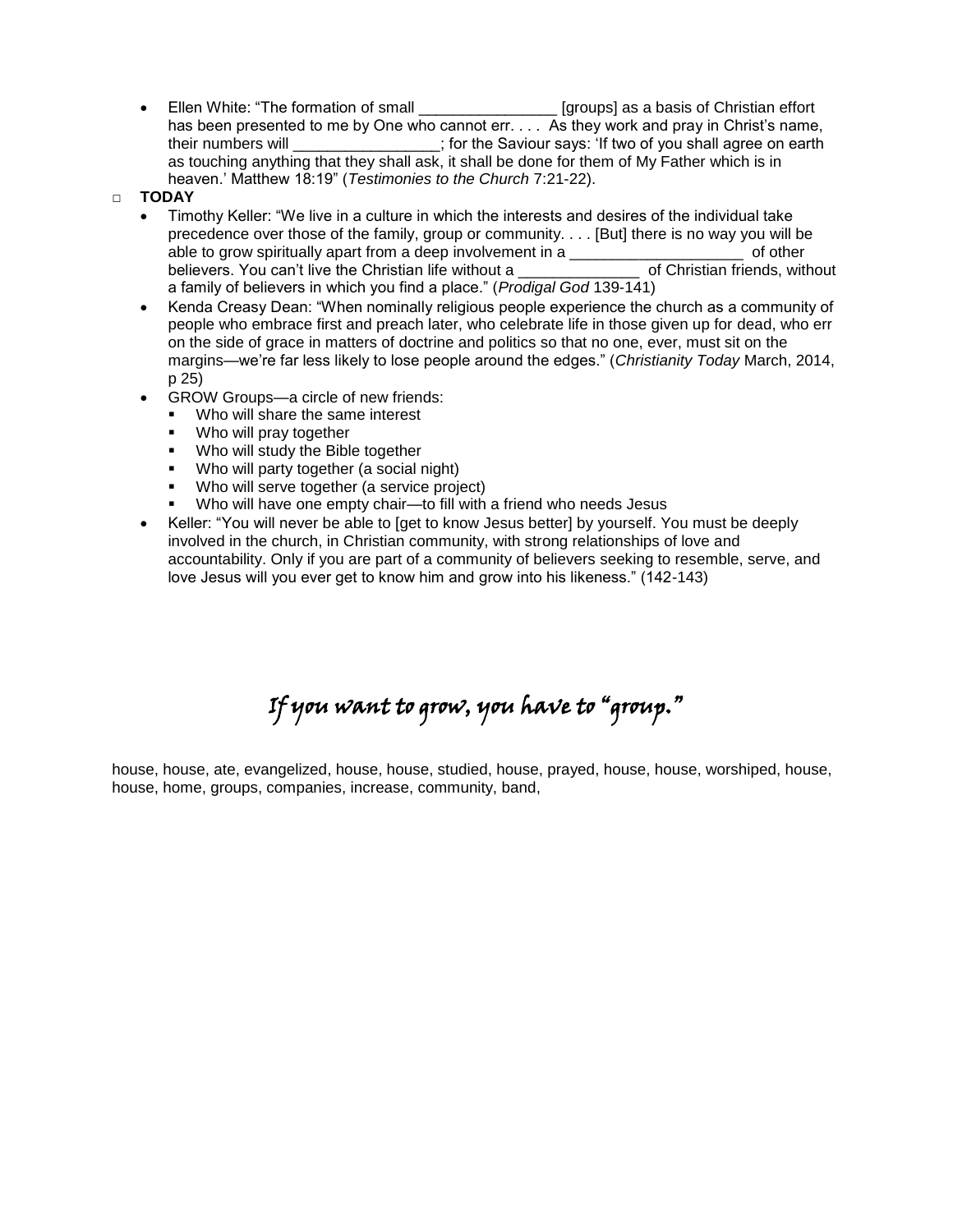- Ellen White: "The formation of small ________________ [groups] as a basis of Christian effort has been presented to me by One who cannot err. . . . As they work and pray in Christ's name, their numbers will _________________; for the Saviour says: 'If two of you shall agree on earth as touching anything that they shall ask, it shall be done for them of My Father which is in heaven.' Matthew 18:19" (*Testimonies to the Church* 7:21-22).

□ **TODAY**

- Timothy Keller: "We live in a culture in which the interests and desires of the individual take precedence over those of the family, group or community. . . . [But] there is no way you will be able to grow spiritually apart from a deep involvement in a ____________________ of other believers. You can't live the Christian life without a ______________ of Christian friends, without a family of believers in which you find a place." (*Prodigal God* 139-141)
- Kenda Creasy Dean: "When nominally religious people experience the church as a community of people who embrace first and preach later, who celebrate life in those given up for dead, who err on the side of grace in matters of doctrine and politics so that no one, ever, must sit on the margins—we're far less likely to lose people around the edges." (*Christianity Today* March, 2014, p 25)
- GROW Groups—a circle of new friends:
  - Who will share the same interest
  - Who will pray together
  - Who will study the Bible together
  - Who will party together (a social night)
  - Who will serve together (a service project)
  - Who will have one empty chair—to fill with a friend who needs Jesus
- Keller: "You will never be able to [get to know Jesus better] by yourself. You must be deeply involved in the church, in Christian community, with strong relationships of love and accountability. Only if you are part of a community of believers seeking to resemble, serve, and love Jesus will you ever get to know him and grow into his likeness." (142-143)

*If you want to grow, you have to "group."*

house, house, ate, evangelized, house, house, studied, house, prayed, house, house, worshiped, house, house, home, groups, companies, increase, community, band,